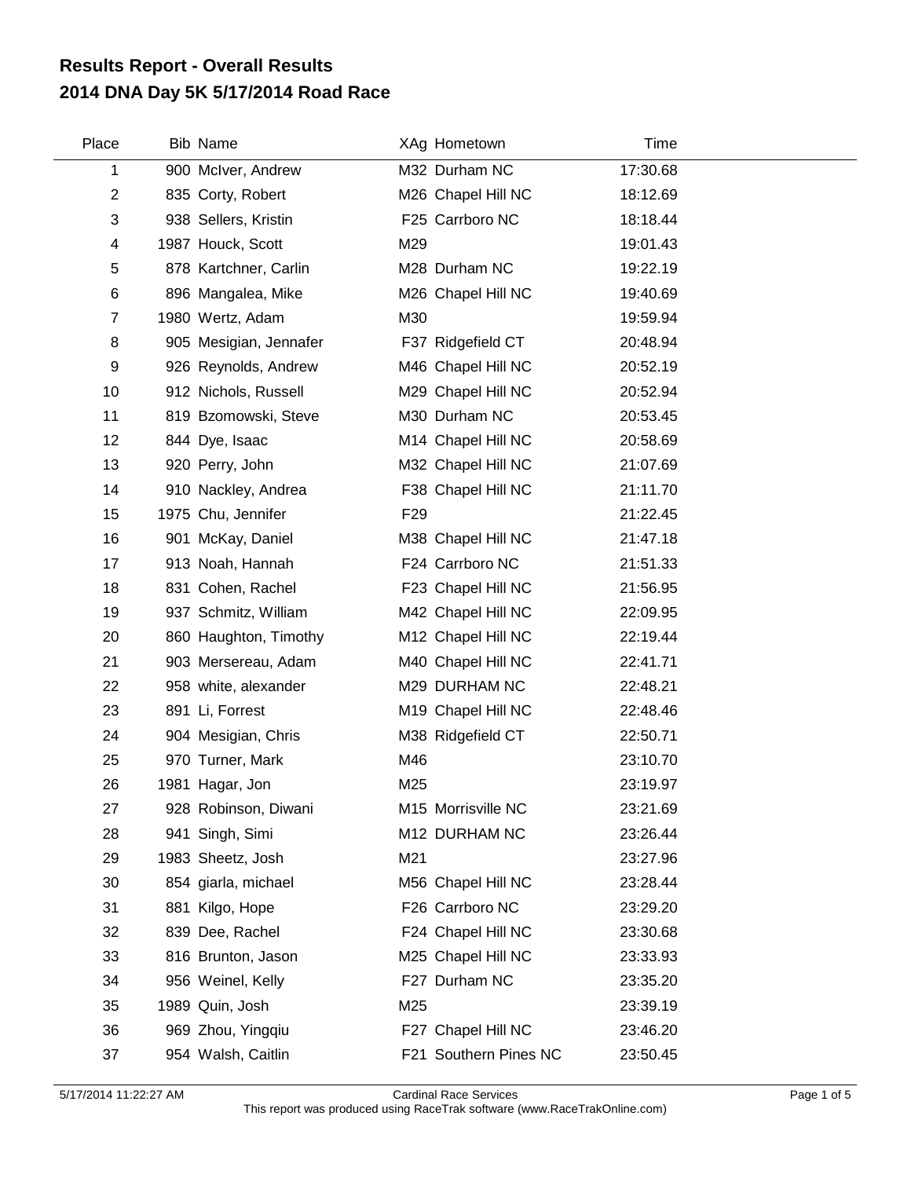# Results Report - Overall Results
## 2014 DNA Day 5K 5/17/2014 Road Race

| Place | Bib | Name | XAg | Hometown | Time |
|---|---|---|---|---|---|
| 1 | 900 | McIver, Andrew | M32 | Durham NC | 17:30.68 |
| 2 | 835 | Corty, Robert | M26 | Chapel Hill NC | 18:12.69 |
| 3 | 938 | Sellers, Kristin | F25 | Carrboro NC | 18:18.44 |
| 4 | 1987 | Houck, Scott | M29 | | 19:01.43 |
| 5 | 878 | Kartchner, Carlin | M28 | Durham NC | 19:22.19 |
| 6 | 896 | Mangalea, Mike | M26 | Chapel Hill NC | 19:40.69 |
| 7 | 1980 | Wertz, Adam | M30 | | 19:59.94 |
| 8 | 905 | Mesigian, Jennafer | F37 | Ridgefield CT | 20:48.94 |
| 9 | 926 | Reynolds, Andrew | M46 | Chapel Hill NC | 20:52.19 |
| 10 | 912 | Nichols, Russell | M29 | Chapel Hill NC | 20:52.94 |
| 11 | 819 | Bzomowski, Steve | M30 | Durham NC | 20:53.45 |
| 12 | 844 | Dye, Isaac | M14 | Chapel Hill NC | 20:58.69 |
| 13 | 920 | Perry, John | M32 | Chapel Hill NC | 21:07.69 |
| 14 | 910 | Nackley, Andrea | F38 | Chapel Hill NC | 21:11.70 |
| 15 | 1975 | Chu, Jennifer | F29 | | 21:22.45 |
| 16 | 901 | McKay, Daniel | M38 | Chapel Hill NC | 21:47.18 |
| 17 | 913 | Noah, Hannah | F24 | Carrboro NC | 21:51.33 |
| 18 | 831 | Cohen, Rachel | F23 | Chapel Hill NC | 21:56.95 |
| 19 | 937 | Schmitz, William | M42 | Chapel Hill NC | 22:09.95 |
| 20 | 860 | Haughton, Timothy | M12 | Chapel Hill NC | 22:19.44 |
| 21 | 903 | Mersereau, Adam | M40 | Chapel Hill NC | 22:41.71 |
| 22 | 958 | white, alexander | M29 | DURHAM NC | 22:48.21 |
| 23 | 891 | Li, Forrest | M19 | Chapel Hill NC | 22:48.46 |
| 24 | 904 | Mesigian, Chris | M38 | Ridgefield CT | 22:50.71 |
| 25 | 970 | Turner, Mark | M46 | | 23:10.70 |
| 26 | 1981 | Hagar, Jon | M25 | | 23:19.97 |
| 27 | 928 | Robinson, Diwani | M15 | Morrisville NC | 23:21.69 |
| 28 | 941 | Singh, Simi | M12 | DURHAM NC | 23:26.44 |
| 29 | 1983 | Sheetz, Josh | M21 | | 23:27.96 |
| 30 | 854 | giarla, michael | M56 | Chapel Hill NC | 23:28.44 |
| 31 | 881 | Kilgo, Hope | F26 | Carrboro NC | 23:29.20 |
| 32 | 839 | Dee, Rachel | F24 | Chapel Hill NC | 23:30.68 |
| 33 | 816 | Brunton, Jason | M25 | Chapel Hill NC | 23:33.93 |
| 34 | 956 | Weinel, Kelly | F27 | Durham NC | 23:35.20 |
| 35 | 1989 | Quin, Josh | M25 | | 23:39.19 |
| 36 | 969 | Zhou, Yingqiu | F27 | Chapel Hill NC | 23:46.20 |
| 37 | 954 | Walsh, Caitlin | F21 | Southern Pines NC | 23:50.45 |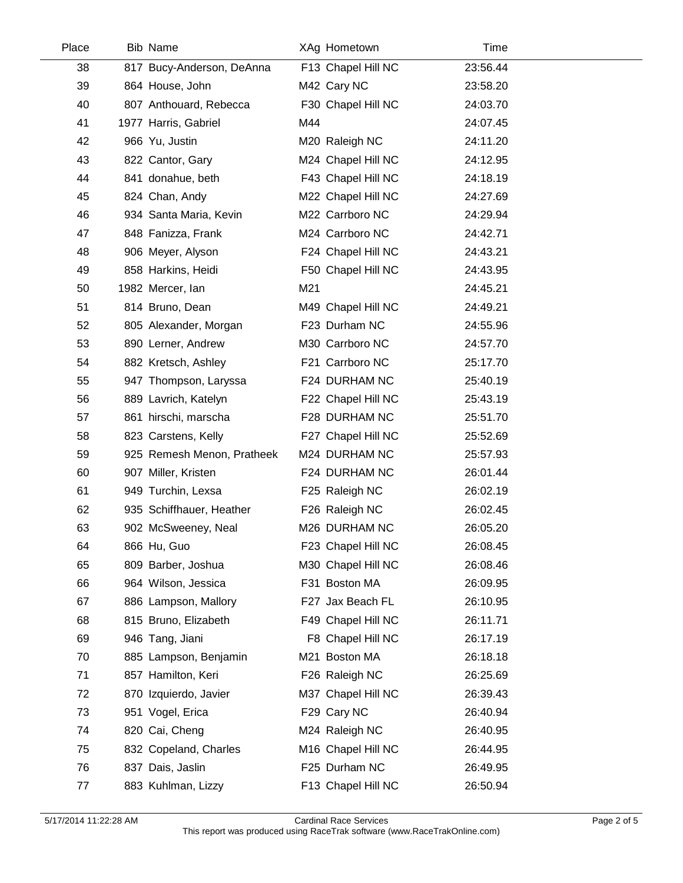| Place | Bib | Name | XAg | Hometown | Time |
|---|---|---|---|---|---|
| 38 | 817 | Bucy-Anderson, DeAnna | F13 | Chapel Hill NC | 23:56.44 |
| 39 | 864 | House, John | M42 | Cary NC | 23:58.20 |
| 40 | 807 | Anthouard, Rebecca | F30 | Chapel Hill NC | 24:03.70 |
| 41 | 1977 | Harris, Gabriel | M44 | | 24:07.45 |
| 42 | 966 | Yu, Justin | M20 | Raleigh NC | 24:11.20 |
| 43 | 822 | Cantor, Gary | M24 | Chapel Hill NC | 24:12.95 |
| 44 | 841 | donahue, beth | F43 | Chapel Hill NC | 24:18.19 |
| 45 | 824 | Chan, Andy | M22 | Chapel Hill NC | 24:27.69 |
| 46 | 934 | Santa Maria, Kevin | M22 | Carrboro NC | 24:29.94 |
| 47 | 848 | Fanizza, Frank | M24 | Carrboro NC | 24:42.71 |
| 48 | 906 | Meyer, Alyson | F24 | Chapel Hill NC | 24:43.21 |
| 49 | 858 | Harkins, Heidi | F50 | Chapel Hill NC | 24:43.95 |
| 50 | 1982 | Mercer, Ian | M21 | | 24:45.21 |
| 51 | 814 | Bruno, Dean | M49 | Chapel Hill NC | 24:49.21 |
| 52 | 805 | Alexander, Morgan | F23 | Durham NC | 24:55.96 |
| 53 | 890 | Lerner, Andrew | M30 | Carrboro NC | 24:57.70 |
| 54 | 882 | Kretsch, Ashley | F21 | Carrboro NC | 25:17.70 |
| 55 | 947 | Thompson, Laryssa | F24 | DURHAM NC | 25:40.19 |
| 56 | 889 | Lavrich, Katelyn | F22 | Chapel Hill NC | 25:43.19 |
| 57 | 861 | hirschi, marscha | F28 | DURHAM NC | 25:51.70 |
| 58 | 823 | Carstens, Kelly | F27 | Chapel Hill NC | 25:52.69 |
| 59 | 925 | Remesh Menon, Pratheek | M24 | DURHAM NC | 25:57.93 |
| 60 | 907 | Miller, Kristen | F24 | DURHAM NC | 26:01.44 |
| 61 | 949 | Turchin, Lexsa | F25 | Raleigh NC | 26:02.19 |
| 62 | 935 | Schiffhauer, Heather | F26 | Raleigh NC | 26:02.45 |
| 63 | 902 | McSweeney, Neal | M26 | DURHAM NC | 26:05.20 |
| 64 | 866 | Hu, Guo | F23 | Chapel Hill NC | 26:08.45 |
| 65 | 809 | Barber, Joshua | M30 | Chapel Hill NC | 26:08.46 |
| 66 | 964 | Wilson, Jessica | F31 | Boston MA | 26:09.95 |
| 67 | 886 | Lampson, Mallory | F27 | Jax Beach FL | 26:10.95 |
| 68 | 815 | Bruno, Elizabeth | F49 | Chapel Hill NC | 26:11.71 |
| 69 | 946 | Tang, Jiani | F8 | Chapel Hill NC | 26:17.19 |
| 70 | 885 | Lampson, Benjamin | M21 | Boston MA | 26:18.18 |
| 71 | 857 | Hamilton, Keri | F26 | Raleigh NC | 26:25.69 |
| 72 | 870 | Izquierdo, Javier | M37 | Chapel Hill NC | 26:39.43 |
| 73 | 951 | Vogel, Erica | F29 | Cary NC | 26:40.94 |
| 74 | 820 | Cai, Cheng | M24 | Raleigh NC | 26:40.95 |
| 75 | 832 | Copeland, Charles | M16 | Chapel Hill NC | 26:44.95 |
| 76 | 837 | Dais, Jaslin | F25 | Durham NC | 26:49.95 |
| 77 | 883 | Kuhlman, Lizzy | F13 | Chapel Hill NC | 26:50.94 |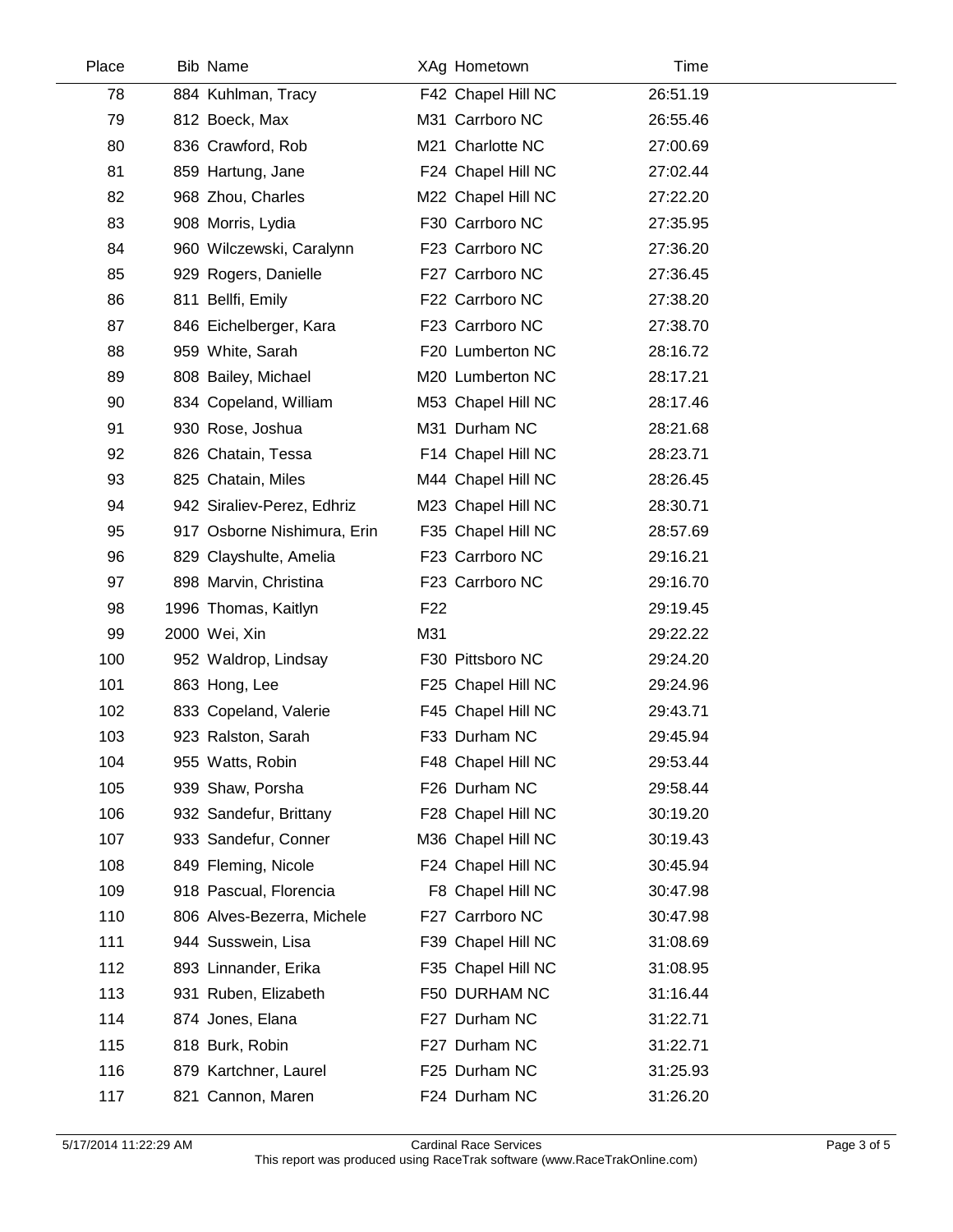| Place | Bib | Name | XAg | Hometown | Time |
|---|---|---|---|---|---|
| 78 | 884 | Kuhlman, Tracy | F42 | Chapel Hill NC | 26:51.19 |
| 79 | 812 | Boeck, Max | M31 | Carrboro NC | 26:55.46 |
| 80 | 836 | Crawford, Rob | M21 | Charlotte NC | 27:00.69 |
| 81 | 859 | Hartung, Jane | F24 | Chapel Hill NC | 27:02.44 |
| 82 | 968 | Zhou, Charles | M22 | Chapel Hill NC | 27:22.20 |
| 83 | 908 | Morris, Lydia | F30 | Carrboro NC | 27:35.95 |
| 84 | 960 | Wilczewski, Caralynn | F23 | Carrboro NC | 27:36.20 |
| 85 | 929 | Rogers, Danielle | F27 | Carrboro NC | 27:36.45 |
| 86 | 811 | Bellfi, Emily | F22 | Carrboro NC | 27:38.20 |
| 87 | 846 | Eichelberger, Kara | F23 | Carrboro NC | 27:38.70 |
| 88 | 959 | White, Sarah | F20 | Lumberton NC | 28:16.72 |
| 89 | 808 | Bailey, Michael | M20 | Lumberton NC | 28:17.21 |
| 90 | 834 | Copeland, William | M53 | Chapel Hill NC | 28:17.46 |
| 91 | 930 | Rose, Joshua | M31 | Durham NC | 28:21.68 |
| 92 | 826 | Chatain, Tessa | F14 | Chapel Hill NC | 28:23.71 |
| 93 | 825 | Chatain, Miles | M44 | Chapel Hill NC | 28:26.45 |
| 94 | 942 | Siraliev-Perez, Edhriz | M23 | Chapel Hill NC | 28:30.71 |
| 95 | 917 | Osborne Nishimura, Erin | F35 | Chapel Hill NC | 28:57.69 |
| 96 | 829 | Clayshulte, Amelia | F23 | Carrboro NC | 29:16.21 |
| 97 | 898 | Marvin, Christina | F23 | Carrboro NC | 29:16.70 |
| 98 | 1996 | Thomas, Kaitlyn | F22 | | 29:19.45 |
| 99 | 2000 | Wei, Xin | M31 | | 29:22.22 |
| 100 | 952 | Waldrop, Lindsay | F30 | Pittsboro NC | 29:24.20 |
| 101 | 863 | Hong, Lee | F25 | Chapel Hill NC | 29:24.96 |
| 102 | 833 | Copeland, Valerie | F45 | Chapel Hill NC | 29:43.71 |
| 103 | 923 | Ralston, Sarah | F33 | Durham NC | 29:45.94 |
| 104 | 955 | Watts, Robin | F48 | Chapel Hill NC | 29:53.44 |
| 105 | 939 | Shaw, Porsha | F26 | Durham NC | 29:58.44 |
| 106 | 932 | Sandefur, Brittany | F28 | Chapel Hill NC | 30:19.20 |
| 107 | 933 | Sandefur, Conner | M36 | Chapel Hill NC | 30:19.43 |
| 108 | 849 | Fleming, Nicole | F24 | Chapel Hill NC | 30:45.94 |
| 109 | 918 | Pascual, Florencia | F8 | Chapel Hill NC | 30:47.98 |
| 110 | 806 | Alves-Bezerra, Michele | F27 | Carrboro NC | 30:47.98 |
| 111 | 944 | Susswein, Lisa | F39 | Chapel Hill NC | 31:08.69 |
| 112 | 893 | Linnander, Erika | F35 | Chapel Hill NC | 31:08.95 |
| 113 | 931 | Ruben, Elizabeth | F50 | DURHAM NC | 31:16.44 |
| 114 | 874 | Jones, Elana | F27 | Durham NC | 31:22.71 |
| 115 | 818 | Burk, Robin | F27 | Durham NC | 31:22.71 |
| 116 | 879 | Kartchner, Laurel | F25 | Durham NC | 31:25.93 |
| 117 | 821 | Cannon, Maren | F24 | Durham NC | 31:26.20 |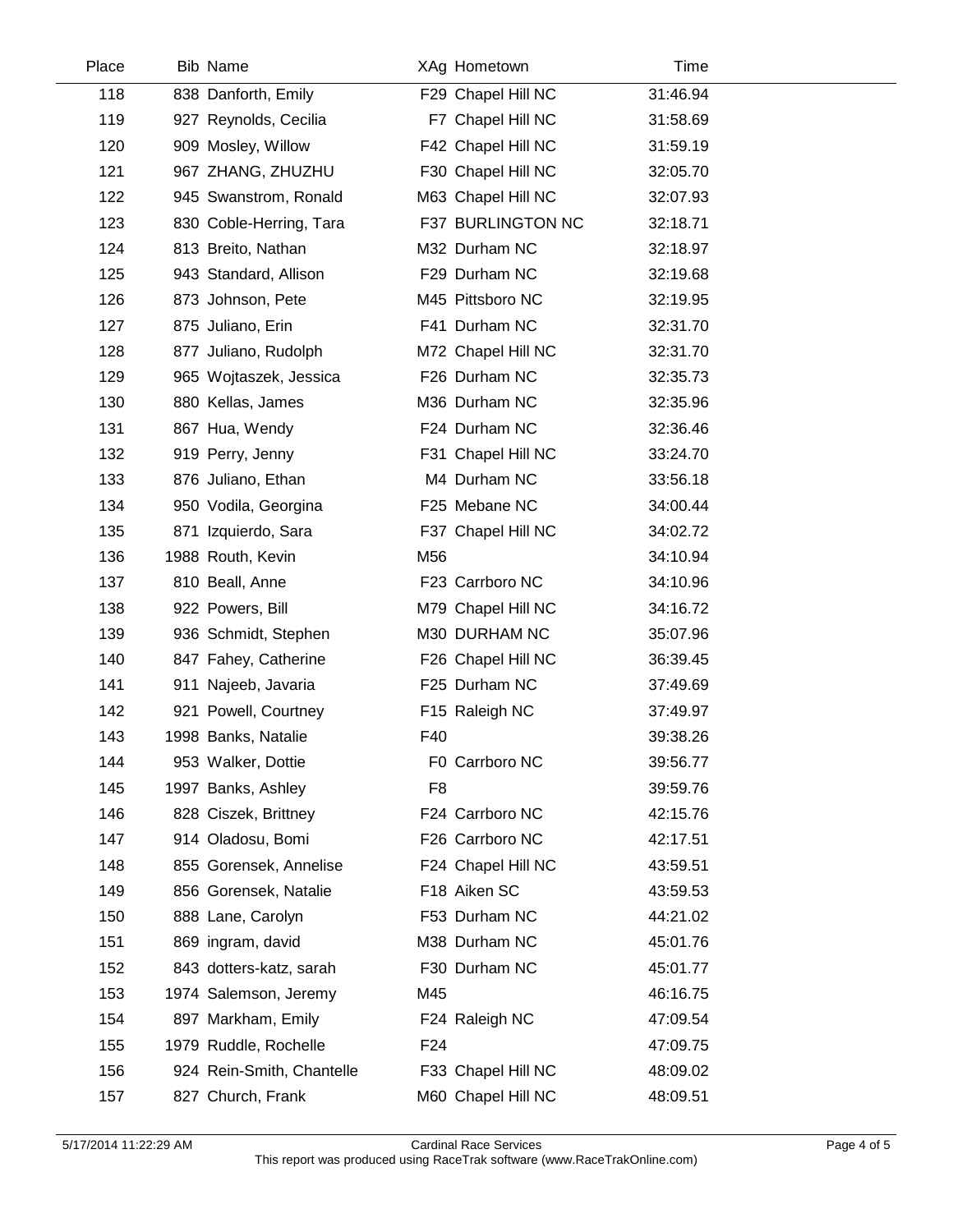| Place | Bib | Name | XAg | Hometown | Time |
|---|---|---|---|---|---|
| 118 | 838 | Danforth, Emily | F29 | Chapel Hill NC | 31:46.94 |
| 119 | 927 | Reynolds, Cecilia | F7 | Chapel Hill NC | 31:58.69 |
| 120 | 909 | Mosley, Willow | F42 | Chapel Hill NC | 31:59.19 |
| 121 | 967 | ZHANG, ZHUZHU | F30 | Chapel Hill NC | 32:05.70 |
| 122 | 945 | Swanstrom, Ronald | M63 | Chapel Hill NC | 32:07.93 |
| 123 | 830 | Coble-Herring, Tara | F37 | BURLINGTON NC | 32:18.71 |
| 124 | 813 | Breito, Nathan | M32 | Durham NC | 32:18.97 |
| 125 | 943 | Standard, Allison | F29 | Durham NC | 32:19.68 |
| 126 | 873 | Johnson, Pete | M45 | Pittsboro NC | 32:19.95 |
| 127 | 875 | Juliano, Erin | F41 | Durham NC | 32:31.70 |
| 128 | 877 | Juliano, Rudolph | M72 | Chapel Hill NC | 32:31.70 |
| 129 | 965 | Wojtaszek, Jessica | F26 | Durham NC | 32:35.73 |
| 130 | 880 | Kellas, James | M36 | Durham NC | 32:35.96 |
| 131 | 867 | Hua, Wendy | F24 | Durham NC | 32:36.46 |
| 132 | 919 | Perry, Jenny | F31 | Chapel Hill NC | 33:24.70 |
| 133 | 876 | Juliano, Ethan | M4 | Durham NC | 33:56.18 |
| 134 | 950 | Vodila, Georgina | F25 | Mebane NC | 34:00.44 |
| 135 | 871 | Izquierdo, Sara | F37 | Chapel Hill NC | 34:02.72 |
| 136 | 1988 | Routh, Kevin | M56 | | 34:10.94 |
| 137 | 810 | Beall, Anne | F23 | Carrboro NC | 34:10.96 |
| 138 | 922 | Powers, Bill | M79 | Chapel Hill NC | 34:16.72 |
| 139 | 936 | Schmidt, Stephen | M30 | DURHAM NC | 35:07.96 |
| 140 | 847 | Fahey, Catherine | F26 | Chapel Hill NC | 36:39.45 |
| 141 | 911 | Najeeb, Javaria | F25 | Durham NC | 37:49.69 |
| 142 | 921 | Powell, Courtney | F15 | Raleigh NC | 37:49.97 |
| 143 | 1998 | Banks, Natalie | F40 | | 39:38.26 |
| 144 | 953 | Walker, Dottie | F0 | Carrboro NC | 39:56.77 |
| 145 | 1997 | Banks, Ashley | F8 | | 39:59.76 |
| 146 | 828 | Ciszek, Brittney | F24 | Carrboro NC | 42:15.76 |
| 147 | 914 | Oladosu, Bomi | F26 | Carrboro NC | 42:17.51 |
| 148 | 855 | Gorensek, Annelise | F24 | Chapel Hill NC | 43:59.51 |
| 149 | 856 | Gorensek, Natalie | F18 | Aiken SC | 43:59.53 |
| 150 | 888 | Lane, Carolyn | F53 | Durham NC | 44:21.02 |
| 151 | 869 | ingram, david | M38 | Durham NC | 45:01.76 |
| 152 | 843 | dotters-katz, sarah | F30 | Durham NC | 45:01.77 |
| 153 | 1974 | Salemson, Jeremy | M45 | | 46:16.75 |
| 154 | 897 | Markham, Emily | F24 | Raleigh NC | 47:09.54 |
| 155 | 1979 | Ruddle, Rochelle | F24 | | 47:09.75 |
| 156 | 924 | Rein-Smith, Chantelle | F33 | Chapel Hill NC | 48:09.02 |
| 157 | 827 | Church, Frank | M60 | Chapel Hill NC | 48:09.51 |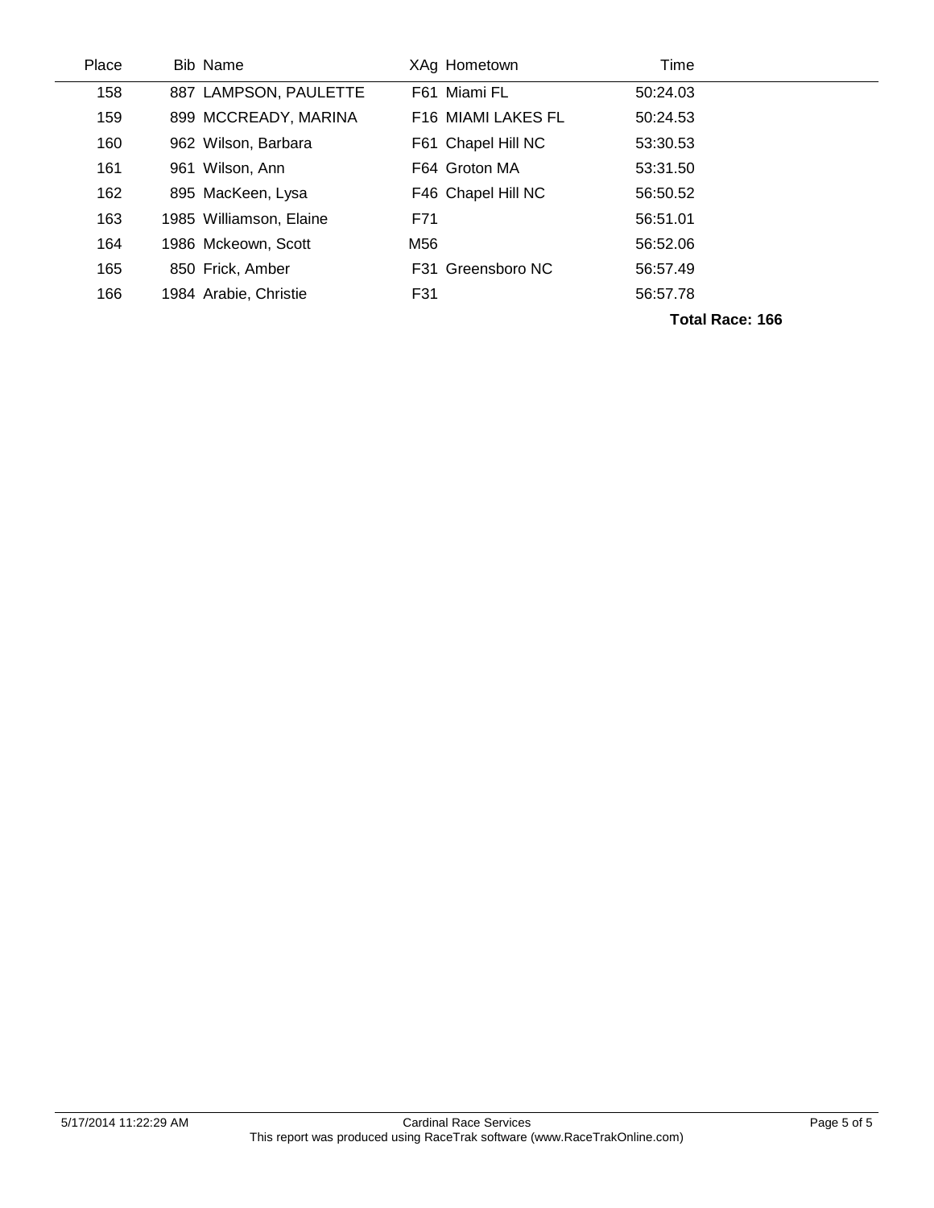| Place | Bib | Name | XAg | Hometown | Time |
|---|---|---|---|---|---|
| 158 | 887 | LAMPSON, PAULETTE | F61 | Miami FL | 50:24.03 |
| 159 | 899 | MCCREADY, MARINA | F16 | MIAMI LAKES FL | 50:24.53 |
| 160 | 962 | Wilson, Barbara | F61 | Chapel Hill NC | 53:30.53 |
| 161 | 961 | Wilson, Ann | F64 | Groton MA | 53:31.50 |
| 162 | 895 | MacKeen, Lysa | F46 | Chapel Hill NC | 56:50.52 |
| 163 | 1985 | Williamson, Elaine | F71 | | 56:51.01 |
| 164 | 1986 | Mckeown, Scott | M56 | | 56:52.06 |
| 165 | 850 | Frick, Amber | F31 | Greensboro NC | 56:57.49 |
| 166 | 1984 | Arabie, Christie | F31 | | 56:57.78 |

**Total Race: 166**

5/17/2014 11:22:29 AM Cardinal Race Services

This report was produced using RaceTrak software (www.RaceTrakOnline.com)